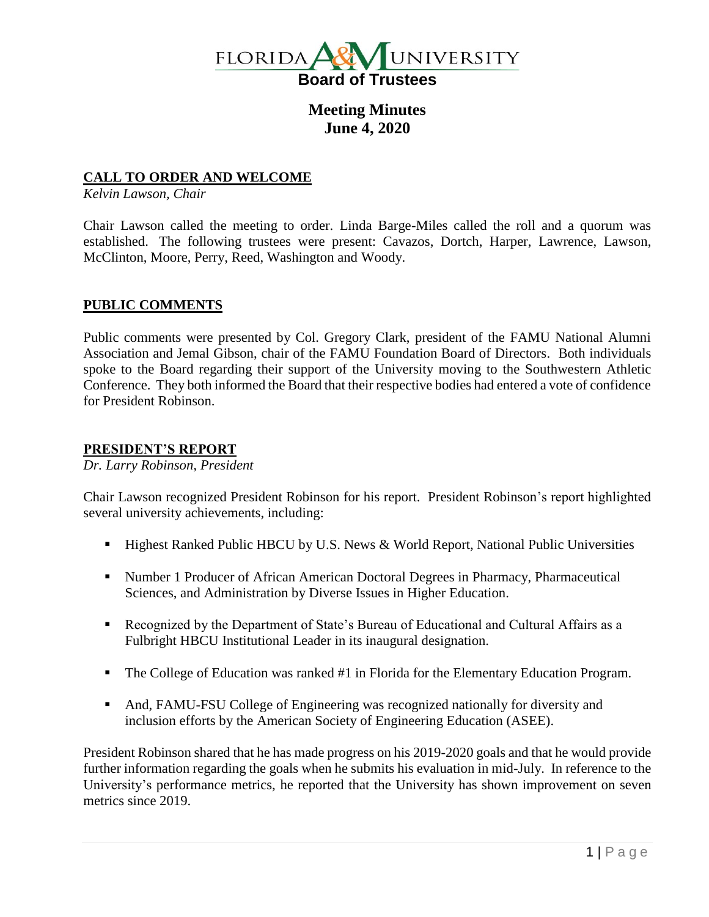# FLORIDA A&M UNIVERSITY

## Board of Trustees

## Meeting Minutes
## June 4, 2020

### CALL TO ORDER AND WELCOME

*Kelvin Lawson, Chair*

Chair Lawson called the meeting to order. Linda Barge-Miles called the roll and a quorum was established. The following trustees were present: Cavazos, Dortch, Harper, Lawrence, Lawson, McClinton, Moore, Perry, Reed, Washington and Woody.

### PUBLIC COMMENTS

Public comments were presented by Col. Gregory Clark, president of the FAMU National Alumni Association and Jemal Gibson, chair of the FAMU Foundation Board of Directors. Both individuals spoke to the Board regarding their support of the University moving to the Southwestern Athletic Conference. They both informed the Board that their respective bodies had entered a vote of confidence for President Robinson.

### PRESIDENT'S REPORT

*Dr. Larry Robinson, President*

Chair Lawson recognized President Robinson for his report. President Robinson's report highlighted several university achievements, including:

- Highest Ranked Public HBCU by U.S. News & World Report, National Public Universities
- Number 1 Producer of African American Doctoral Degrees in Pharmacy, Pharmaceutical Sciences, and Administration by Diverse Issues in Higher Education.
- Recognized by the Department of State's Bureau of Educational and Cultural Affairs as a Fulbright HBCU Institutional Leader in its inaugural designation.
- The College of Education was ranked #1 in Florida for the Elementary Education Program.
- And, FAMU-FSU College of Engineering was recognized nationally for diversity and inclusion efforts by the American Society of Engineering Education (ASEE).

President Robinson shared that he has made progress on his 2019-2020 goals and that he would provide further information regarding the goals when he submits his evaluation in mid-July. In reference to the University's performance metrics, he reported that the University has shown improvement on seven metrics since 2019.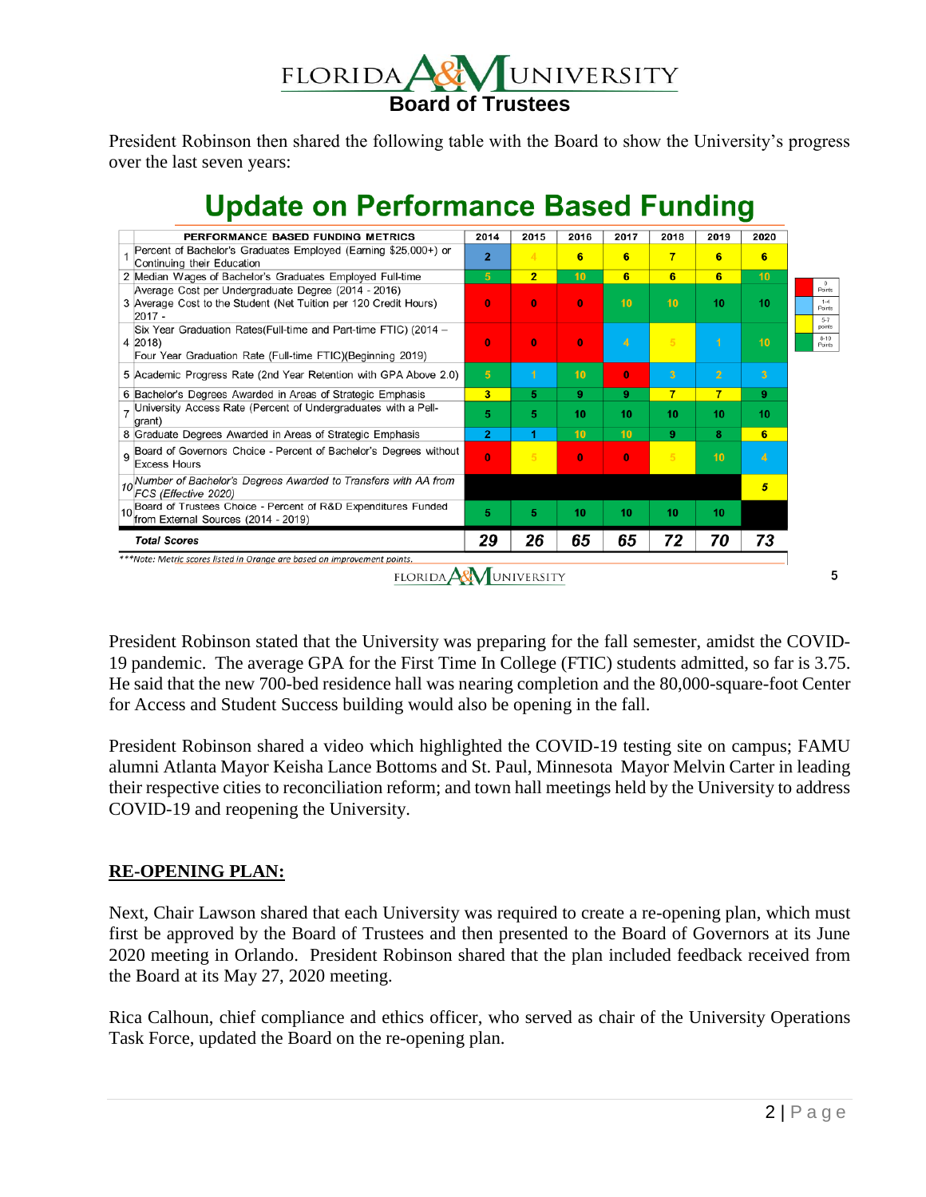President Robinson then shared the following table with the Board to show the University's progress over the last seven years:

## Update on Performance Based Funding

| | PERFORMANCE BASED FUNDING METRICS | 2014 | 2015 | 2016 | 2017 | 2018 | 2019 | 2020 |
|---|---|---|---|---|---|---|---|---|
| 1 | Percent of Bachelor's Graduates Employed (Earning $25,000+) or Continuing their Education | 2 | 4 | 6 | 6 | 7 | 6 | 6 |
| 2 | Median Wages of Bachelor's Graduates Employed Full-time | 5 | 2 | 10 | 6 | 6 | 6 | 10 |
| 3 | Average Cost per Undergraduate Degree (2014 - 2016) Average Cost to the Student (Net Tuition per 120 Credit Hours) 2017 - | 0 | 0 | 0 | 10 | 10 | 10 | 10 |
| 4 | Six Year Graduation Rates(Full-time and Part-time FTIC) (2014 – 2018) Four Year Graduation Rate (Full-time FTIC)(Beginning 2019) | 0 | 0 | 0 | 4 | 5 | 1 | 10 |
| 5 | Academic Progress Rate (2nd Year Retention with GPA Above 2.0) | 5 | 1 | 10 | 0 | 3 | 2 | 3 |
| 6 | Bachelor's Degrees Awarded in Areas of Strategic Emphasis | 3 | 5 | 9 | 9 | 7 | 7 | 9 |
| 7 | University Access Rate (Percent of Undergraduates with a Pell-grant) | 5 | 5 | 10 | 10 | 10 | 10 | 10 |
| 8 | Graduate Degrees Awarded in Areas of Strategic Emphasis | 2 | 1 | 10 | 10 | 9 | 8 | 6 |
| 9 | Board of Governors Choice - Percent of Bachelor's Degrees without Excess Hours | 0 | 5 | 0 | 0 | 5 | 10 | 4 |
| *10* | *Number of Bachelor's Degrees Awarded to Transfers with AA from FCS (Effective 2020)* | | | | | | | *5* |
| 10 | Board of Trustees Choice - Percent of R&D Expenditures Funded from External Sources (2014 - 2019) | 5 | 5 | 10 | 10 | 10 | 10 | |
| | ***Total Scores*** | ***29*** | ***26*** | ***65*** | ***65*** | ***72*** | ***70*** | ***73*** |

Legend: 0 Points; 1-4 Points; 5-7 points; 8-10 Points

*\*\*\*Note: Metric scores listed in Orange are based on improvement points.*

President Robinson stated that the University was preparing for the fall semester, amidst the COVID-19 pandemic. The average GPA for the First Time In College (FTIC) students admitted, so far is 3.75. He said that the new 700-bed residence hall was nearing completion and the 80,000-square-foot Center for Access and Student Success building would also be opening in the fall.

President Robinson shared a video which highlighted the COVID-19 testing site on campus; FAMU alumni Atlanta Mayor Keisha Lance Bottoms and St. Paul, Minnesota Mayor Melvin Carter in leading their respective cities to reconciliation reform; and town hall meetings held by the University to address COVID-19 and reopening the University.

**RE-OPENING PLAN:**

Next, Chair Lawson shared that each University was required to create a re-opening plan, which must first be approved by the Board of Trustees and then presented to the Board of Governors at its June 2020 meeting in Orlando. President Robinson shared that the plan included feedback received from the Board at its May 27, 2020 meeting.

Rica Calhoun, chief compliance and ethics officer, who served as chair of the University Operations Task Force, updated the Board on the re-opening plan.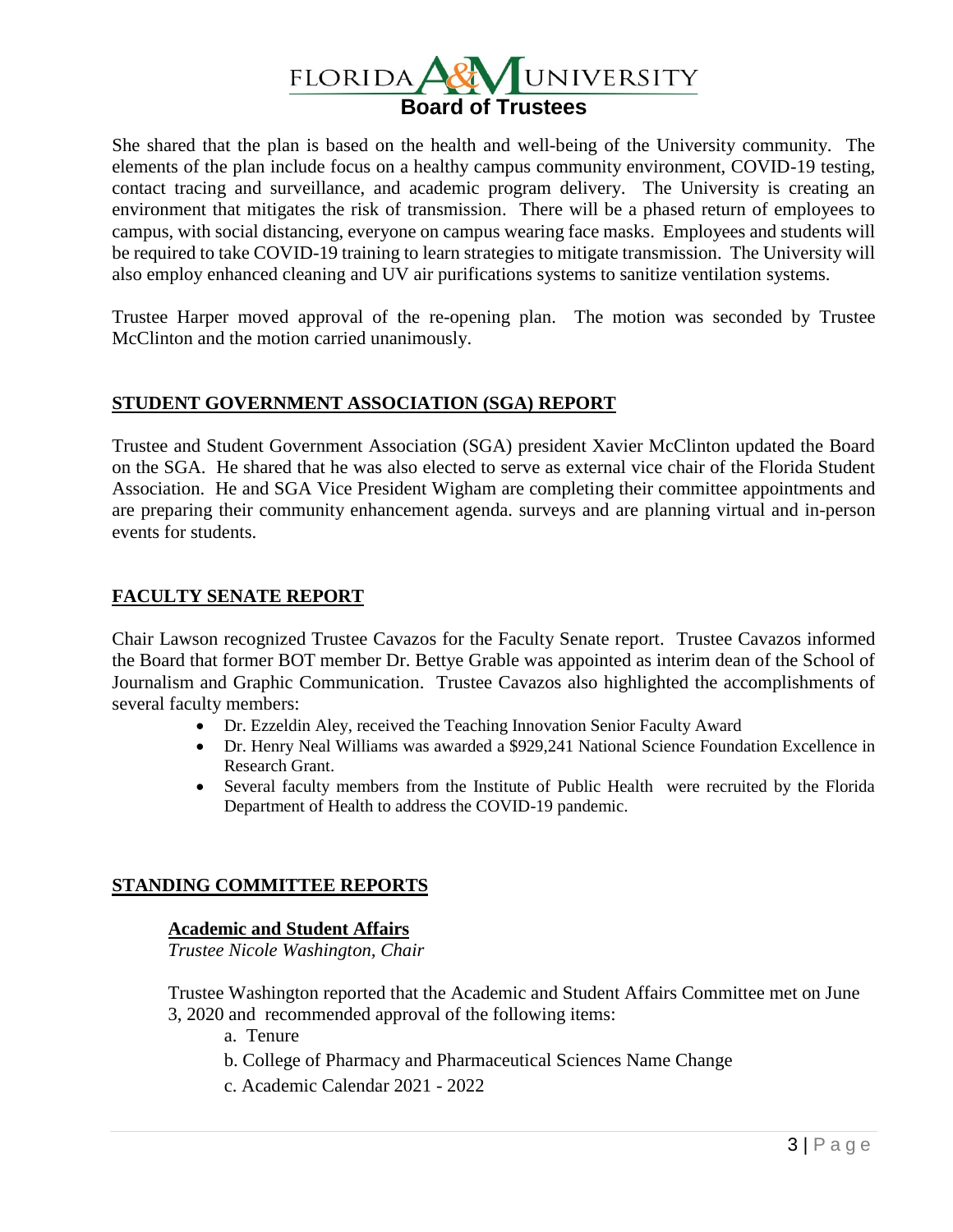She shared that the plan is based on the health and well-being of the University community. The elements of the plan include focus on a healthy campus community environment, COVID-19 testing, contact tracing and surveillance, and academic program delivery. The University is creating an environment that mitigates the risk of transmission. There will be a phased return of employees to campus, with social distancing, everyone on campus wearing face masks. Employees and students will be required to take COVID-19 training to learn strategies to mitigate transmission. The University will also employ enhanced cleaning and UV air purifications systems to sanitize ventilation systems.

Trustee Harper moved approval of the re-opening plan. The motion was seconded by Trustee McClinton and the motion carried unanimously.

## STUDENT GOVERNMENT ASSOCIATION (SGA) REPORT

Trustee and Student Government Association (SGA) president Xavier McClinton updated the Board on the SGA. He shared that he was also elected to serve as external vice chair of the Florida Student Association. He and SGA Vice President Wigham are completing their committee appointments and are preparing their community enhancement agenda. surveys and are planning virtual and in-person events for students.

## FACULTY SENATE REPORT

Chair Lawson recognized Trustee Cavazos for the Faculty Senate report. Trustee Cavazos informed the Board that former BOT member Dr. Bettye Grable was appointed as interim dean of the School of Journalism and Graphic Communication. Trustee Cavazos also highlighted the accomplishments of several faculty members:

- Dr. Ezzeldin Aley, received the Teaching Innovation Senior Faculty Award
- Dr. Henry Neal Williams was awarded a $929,241 National Science Foundation Excellence in Research Grant.
- Several faculty members from the Institute of Public Health were recruited by the Florida Department of Health to address the COVID-19 pandemic.

## STANDING COMMITTEE REPORTS

### Academic and Student Affairs

*Trustee Nicole Washington, Chair*

Trustee Washington reported that the Academic and Student Affairs Committee met on June 3, 2020 and recommended approval of the following items:

a. Tenure
b. College of Pharmacy and Pharmaceutical Sciences Name Change
c. Academic Calendar 2021 - 2022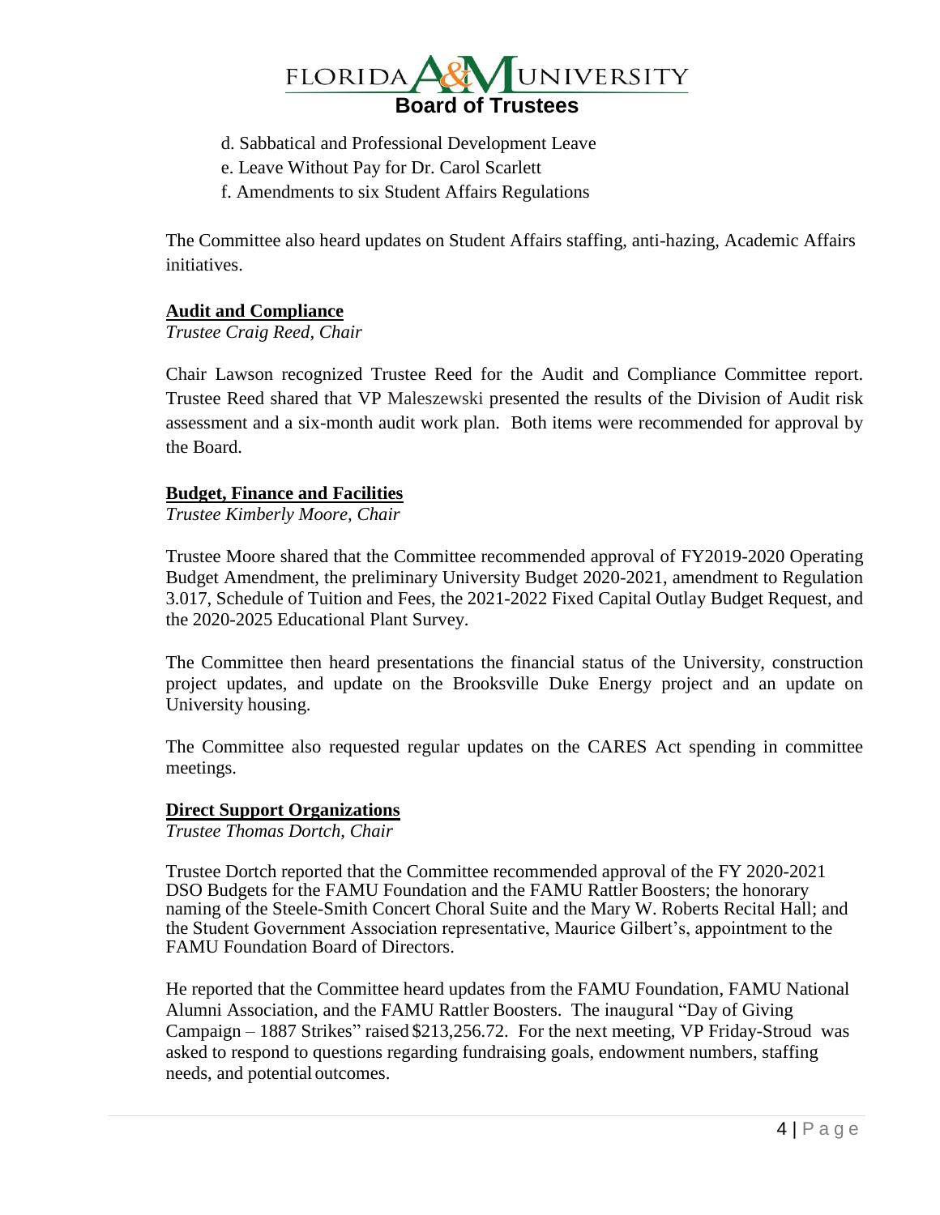d. Sabbatical and Professional Development Leave
e. Leave Without Pay for Dr. Carol Scarlett
f. Amendments to six Student Affairs Regulations

The Committee also heard updates on Student Affairs staffing, anti-hazing, Academic Affairs initiatives.

**Audit and Compliance**
*Trustee Craig Reed, Chair*

Chair Lawson recognized Trustee Reed for the Audit and Compliance Committee report. Trustee Reed shared that VP Maleszewski presented the results of the Division of Audit risk assessment and a six-month audit work plan. Both items were recommended for approval by the Board.

**Budget, Finance and Facilities**
*Trustee Kimberly Moore, Chair*

Trustee Moore shared that the Committee recommended approval of FY2019-2020 Operating Budget Amendment, the preliminary University Budget 2020-2021, amendment to Regulation 3.017, Schedule of Tuition and Fees, the 2021-2022 Fixed Capital Outlay Budget Request, and the 2020-2025 Educational Plant Survey.

The Committee then heard presentations the financial status of the University, construction project updates, and update on the Brooksville Duke Energy project and an update on University housing.

The Committee also requested regular updates on the CARES Act spending in committee meetings.

**Direct Support Organizations**
*Trustee Thomas Dortch, Chair*

Trustee Dortch reported that the Committee recommended approval of the FY 2020-2021 DSO Budgets for the FAMU Foundation and the FAMU Rattler Boosters; the honorary naming of the Steele-Smith Concert Choral Suite and the Mary W. Roberts Recital Hall; and the Student Government Association representative, Maurice Gilbert's, appointment to the FAMU Foundation Board of Directors.

He reported that the Committee heard updates from the FAMU Foundation, FAMU National Alumni Association, and the FAMU Rattler Boosters. The inaugural "Day of Giving Campaign – 1887 Strikes" raised $213,256.72. For the next meeting, VP Friday-Stroud was asked to respond to questions regarding fundraising goals, endowment numbers, staffing needs, and potential outcomes.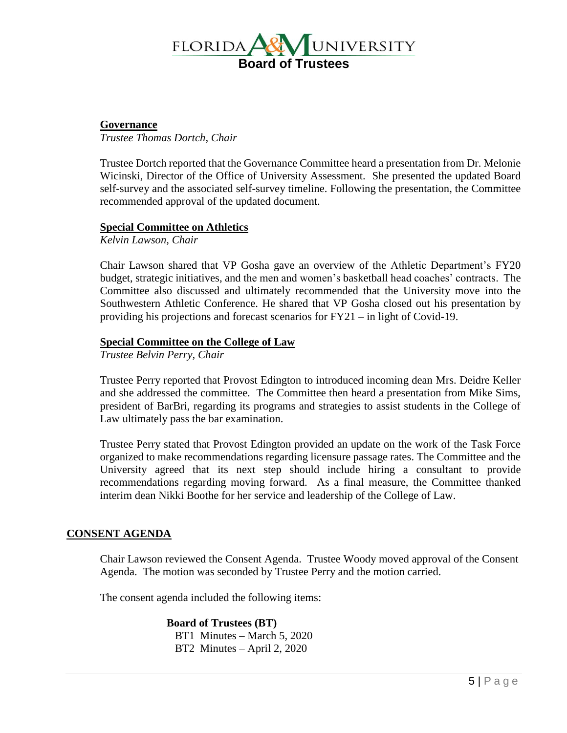**Governance**

*Trustee Thomas Dortch, Chair*

Trustee Dortch reported that the Governance Committee heard a presentation from Dr. Melonie Wicinski, Director of the Office of University Assessment. She presented the updated Board self-survey and the associated self-survey timeline. Following the presentation, the Committee recommended approval of the updated document.

**Special Committee on Athletics**

*Kelvin Lawson, Chair*

Chair Lawson shared that VP Gosha gave an overview of the Athletic Department's FY20 budget, strategic initiatives, and the men and women's basketball head coaches' contracts. The Committee also discussed and ultimately recommended that the University move into the Southwestern Athletic Conference. He shared that VP Gosha closed out his presentation by providing his projections and forecast scenarios for FY21 – in light of Covid-19.

**Special Committee on the College of Law**

*Trustee Belvin Perry, Chair*

Trustee Perry reported that Provost Edington to introduced incoming dean Mrs. Deidre Keller and she addressed the committee. The Committee then heard a presentation from Mike Sims, president of BarBri, regarding its programs and strategies to assist students in the College of Law ultimately pass the bar examination.

Trustee Perry stated that Provost Edington provided an update on the work of the Task Force organized to make recommendations regarding licensure passage rates. The Committee and the University agreed that its next step should include hiring a consultant to provide recommendations regarding moving forward. As a final measure, the Committee thanked interim dean Nikki Boothe for her service and leadership of the College of Law.

## CONSENT AGENDA

Chair Lawson reviewed the Consent Agenda. Trustee Woody moved approval of the Consent Agenda. The motion was seconded by Trustee Perry and the motion carried.

The consent agenda included the following items:

**Board of Trustees (BT)**

BT1 Minutes – March 5, 2020
BT2 Minutes – April 2, 2020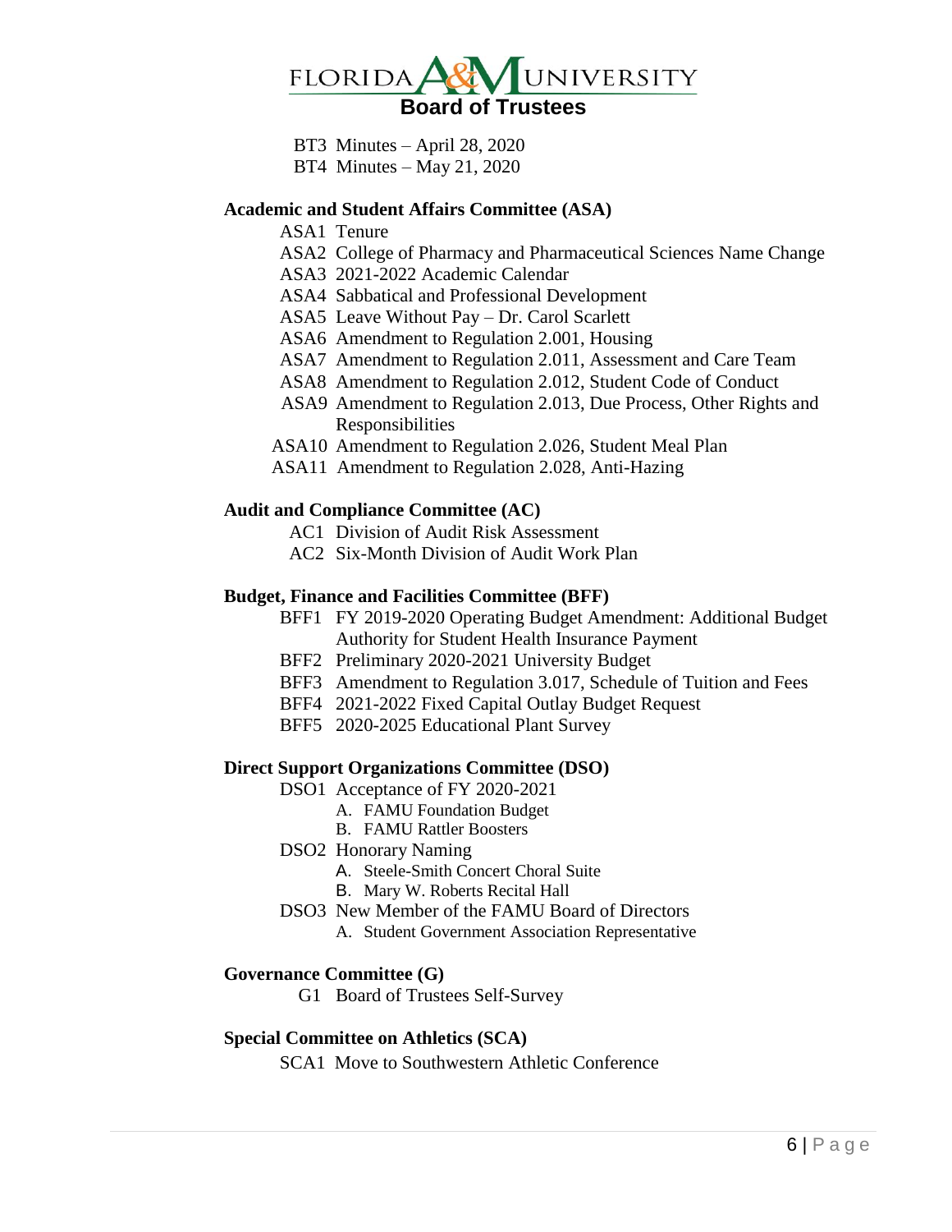# FLORIDA A&M UNIVERSITY
## Board of Trustees

- BT3 Minutes – April 28, 2020
- BT4 Minutes – May 21, 2020

**Academic and Student Affairs Committee (ASA)**

- ASA1 Tenure
- ASA2 College of Pharmacy and Pharmaceutical Sciences Name Change
- ASA3 2021-2022 Academic Calendar
- ASA4 Sabbatical and Professional Development
- ASA5 Leave Without Pay – Dr. Carol Scarlett
- ASA6 Amendment to Regulation 2.001, Housing
- ASA7 Amendment to Regulation 2.011, Assessment and Care Team
- ASA8 Amendment to Regulation 2.012, Student Code of Conduct
- ASA9 Amendment to Regulation 2.013, Due Process, Other Rights and Responsibilities
- ASA10 Amendment to Regulation 2.026, Student Meal Plan
- ASA11 Amendment to Regulation 2.028, Anti-Hazing

**Audit and Compliance Committee (AC)**

- AC1 Division of Audit Risk Assessment
- AC2 Six-Month Division of Audit Work Plan

**Budget, Finance and Facilities Committee (BFF)**

- BFF1 FY 2019-2020 Operating Budget Amendment: Additional Budget Authority for Student Health Insurance Payment
- BFF2 Preliminary 2020-2021 University Budget
- BFF3 Amendment to Regulation 3.017, Schedule of Tuition and Fees
- BFF4 2021-2022 Fixed Capital Outlay Budget Request
- BFF5 2020-2025 Educational Plant Survey

**Direct Support Organizations Committee (DSO)**

- DSO1 Acceptance of FY 2020-2021
  - A. FAMU Foundation Budget
  - B. FAMU Rattler Boosters
- DSO2 Honorary Naming
  - A. Steele-Smith Concert Choral Suite
  - B. Mary W. Roberts Recital Hall
- DSO3 New Member of the FAMU Board of Directors
  - A. Student Government Association Representative

**Governance Committee (G)**

- G1 Board of Trustees Self-Survey

**Special Committee on Athletics (SCA)**

- SCA1 Move to Southwestern Athletic Conference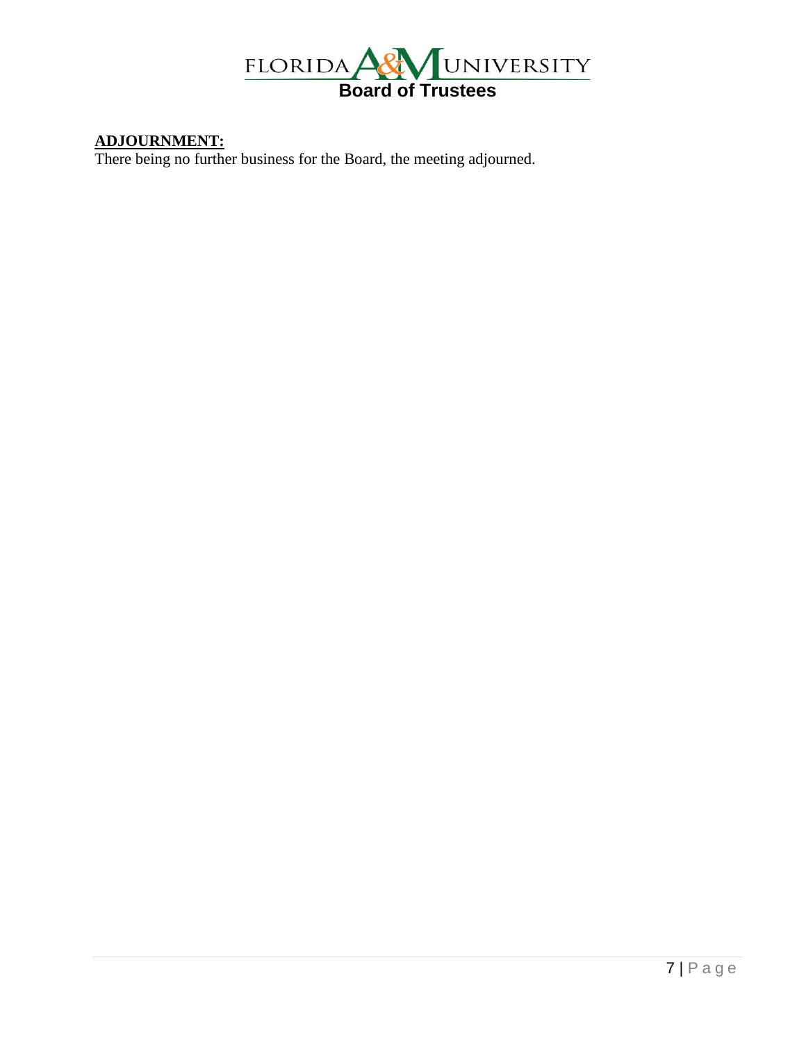**ADJOURNMENT:**

There being no further business for the Board, the meeting adjourned.